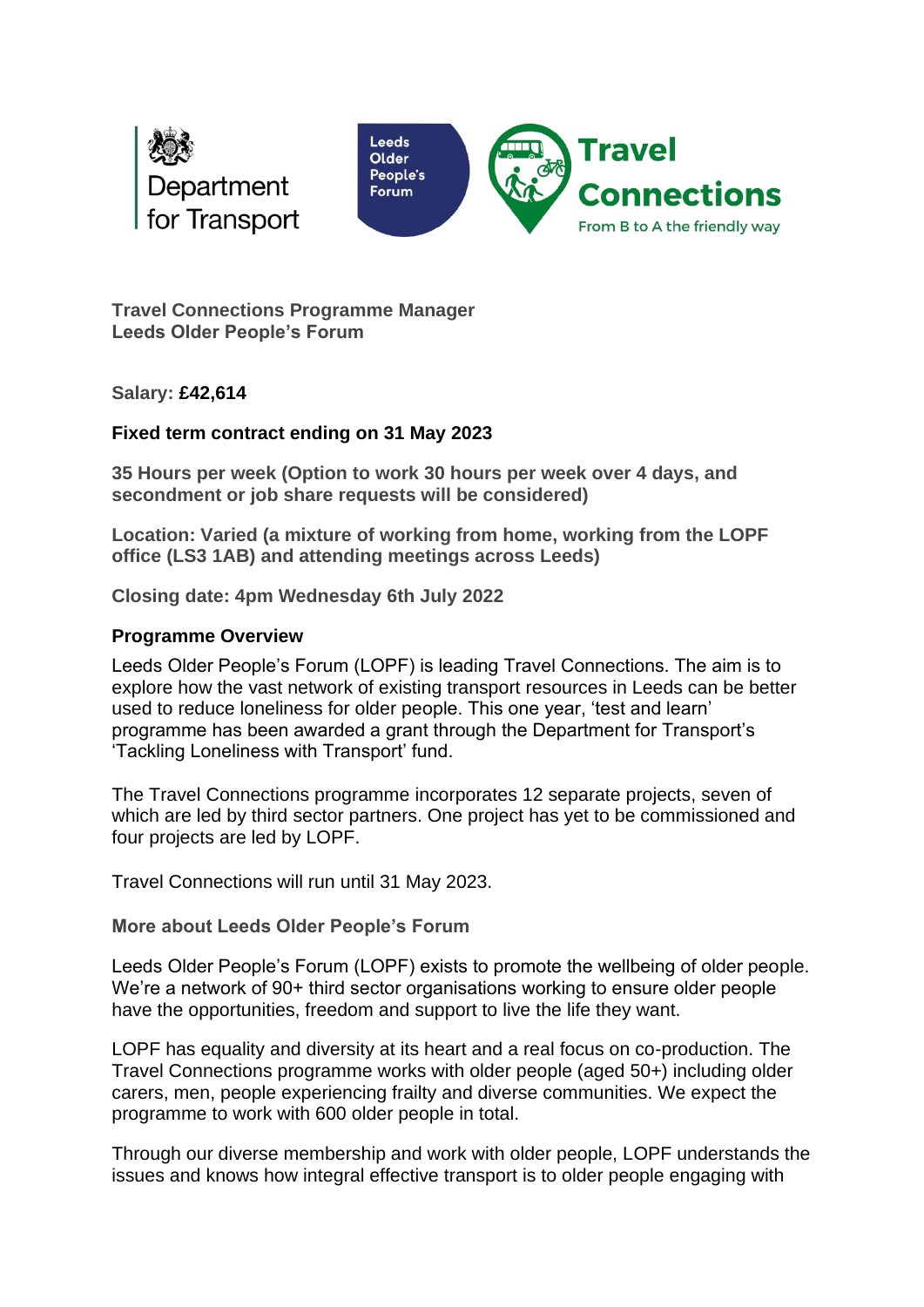Department for Transport

Leeds Older People's Forum

Travel Connections
From B to A the friendly way

**Travel Connections Programme Manager**
**Leeds Older People's Forum**

**Salary: £42,614**

**Fixed term contract ending on 31 May 2023**

**35 Hours per week (Option to work 30 hours per week over 4 days, and secondment or job share requests will be considered)**

**Location: Varied (a mixture of working from home, working from the LOPF office (LS3 1AB) and attending meetings across Leeds)**

**Closing date: 4pm Wednesday 6th July 2022**

## Programme Overview

Leeds Older People's Forum (LOPF) is leading Travel Connections. The aim is to explore how the vast network of existing transport resources in Leeds can be better used to reduce loneliness for older people. This one year, 'test and learn' programme has been awarded a grant through the Department for Transport's 'Tackling Loneliness with Transport' fund.

The Travel Connections programme incorporates 12 separate projects, seven of which are led by third sector partners. One project has yet to be commissioned and four projects are led by LOPF.

Travel Connections will run until 31 May 2023.

## More about Leeds Older People's Forum

Leeds Older People's Forum (LOPF) exists to promote the wellbeing of older people. We're a network of 90+ third sector organisations working to ensure older people have the opportunities, freedom and support to live the life they want.

LOPF has equality and diversity at its heart and a real focus on co-production. The Travel Connections programme works with older people (aged 50+) including older carers, men, people experiencing frailty and diverse communities. We expect the programme to work with 600 older people in total.

Through our diverse membership and work with older people, LOPF understands the issues and knows how integral effective transport is to older people engaging with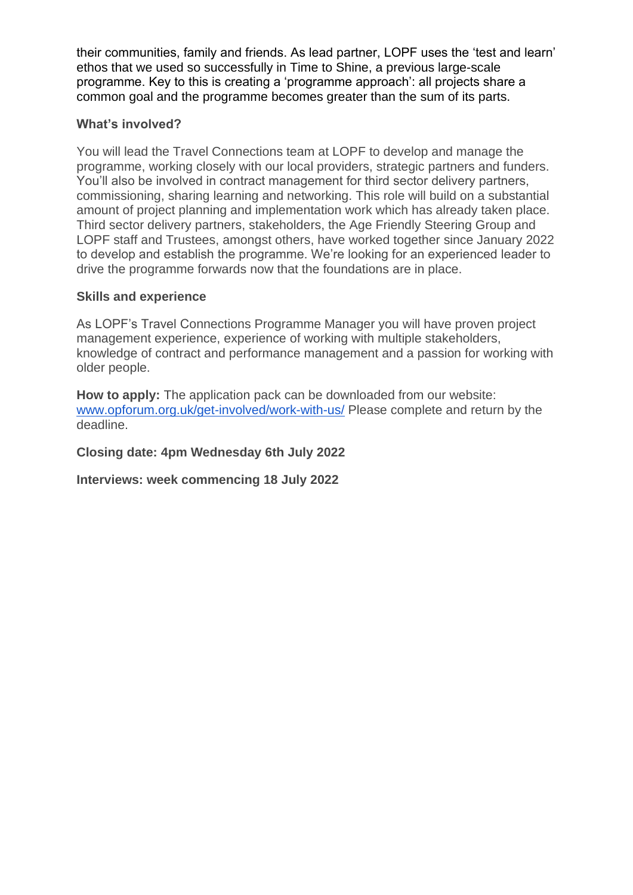their communities, family and friends. As lead partner, LOPF uses the 'test and learn' ethos that we used so successfully in Time to Shine, a previous large-scale programme. Key to this is creating a 'programme approach': all projects share a common goal and the programme becomes greater than the sum of its parts.

**What's involved?**

You will lead the Travel Connections team at LOPF to develop and manage the programme, working closely with our local providers, strategic partners and funders. You'll also be involved in contract management for third sector delivery partners, commissioning, sharing learning and networking. This role will build on a substantial amount of project planning and implementation work which has already taken place. Third sector delivery partners, stakeholders, the Age Friendly Steering Group and LOPF staff and Trustees, amongst others, have worked together since January 2022 to develop and establish the programme. We're looking for an experienced leader to drive the programme forwards now that the foundations are in place.

**Skills and experience**

As LOPF's Travel Connections Programme Manager you will have proven project management experience, experience of working with multiple stakeholders, knowledge of contract and performance management and a passion for working with older people.

**How to apply:** The application pack can be downloaded from our website: [www.opforum.org.uk/get-involved/work-with-us/](http://www.opforum.org.uk/get-involved/work-with-us/) Please complete and return by the deadline.

**Closing date: 4pm Wednesday 6th July 2022**

**Interviews: week commencing 18 July 2022**